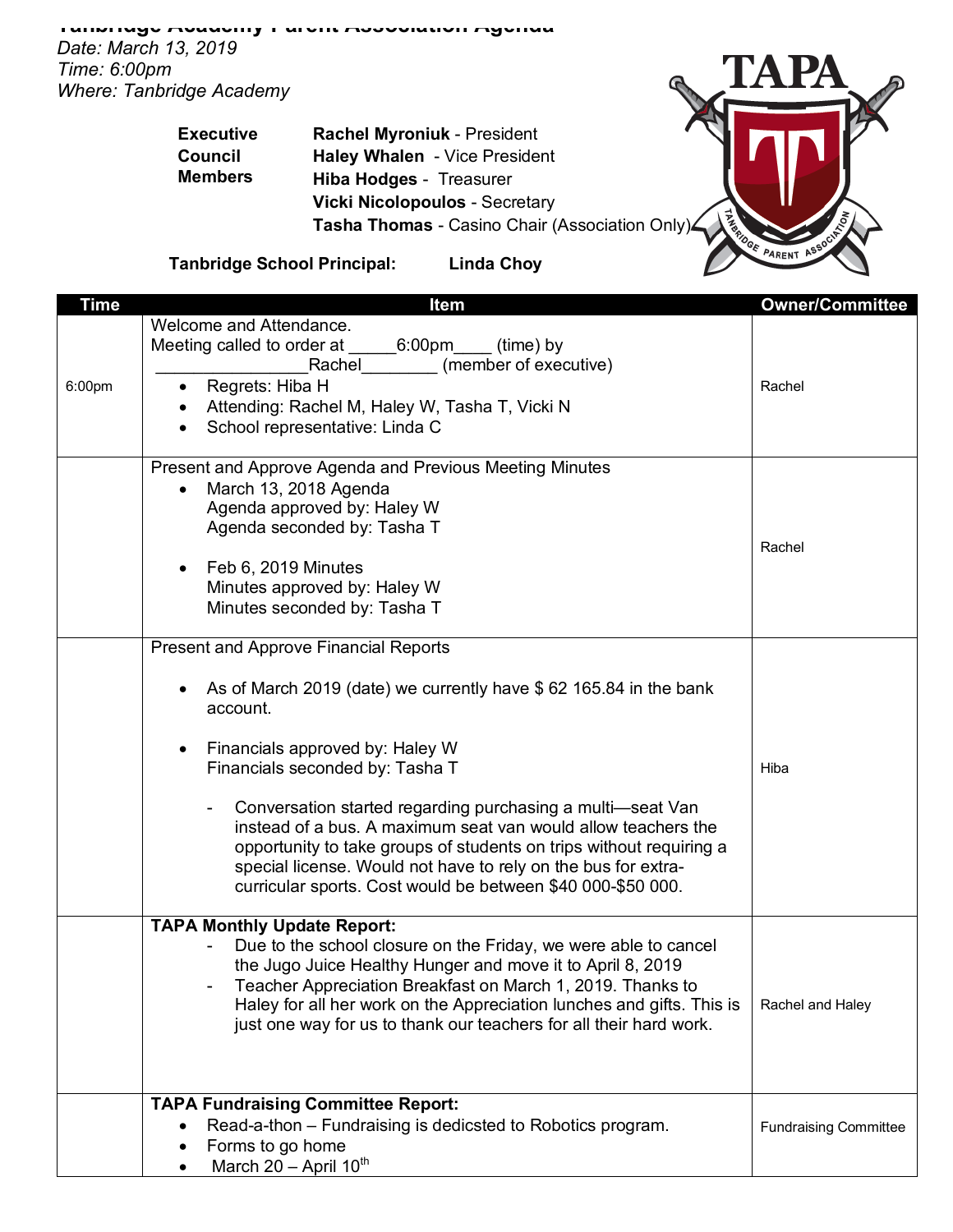# Tanbridge Academy Parent Association Agenda

*Date: March 13, 2019*
*Time: 6:00pm*
*Where: Tanbridge Academy*

TAPA

TANBRIDGE PARENT ASSOCIATION

| | |
|---|---|
| **Executive Council Members** | **Rachel Myroniuk** - President |
| | **Haley Whalen** - Vice President |
| | **Hiba Hodges** - Treasurer |
| | **Vicki Nicolopoulos** - Secretary |
| | **Tasha Thomas** - Casino Chair (Association Only) |

**Tanbridge School Principal:** **Linda Choy**

| Time | Item | Owner/Committee |
|---|---|---|
| 6:00pm | Welcome and Attendance.<br>Meeting called to order at _____6:00pm____ (time) by ________________Rachel________ (member of executive)<br>• Regrets: Hiba H<br>• Attending: Rachel M, Haley W, Tasha T, Vicki N<br>• School representative: Linda C | Rachel |
| | Present and Approve Agenda and Previous Meeting Minutes<br>• March 13, 2018 Agenda<br>Agenda approved by: Haley W<br>Agenda seconded by: Tasha T<br>• Feb 6, 2019 Minutes<br>Minutes approved by: Haley W<br>Minutes seconded by: Tasha T | Rachel |
| | Present and Approve Financial Reports<br>• As of March 2019 (date) we currently have $ 62 165.84 in the bank account.<br>• Financials approved by: Haley W<br>Financials seconded by: Tasha T<br>- Conversation started regarding purchasing a multi—seat Van instead of a bus. A maximum seat van would allow teachers the opportunity to take groups of students on trips without requiring a special license. Would not have to rely on the bus for extra-curricular sports. Cost would be between $40 000-$50 000. | Hiba |
| | **TAPA Monthly Update Report:**<br>- Due to the school closure on the Friday, we were able to cancel the Jugo Juice Healthy Hunger and move it to April 8, 2019<br>- Teacher Appreciation Breakfast on March 1, 2019. Thanks to Haley for all her work on the Appreciation lunches and gifts. This is just one way for us to thank our teachers for all their hard work. | Rachel and Haley |
| | **TAPA Fundraising Committee Report:**<br>• Read-a-thon – Fundraising is dedicsted to Robotics program.<br>• Forms to go home<br>• March 20 – April 10th | Fundraising Committee |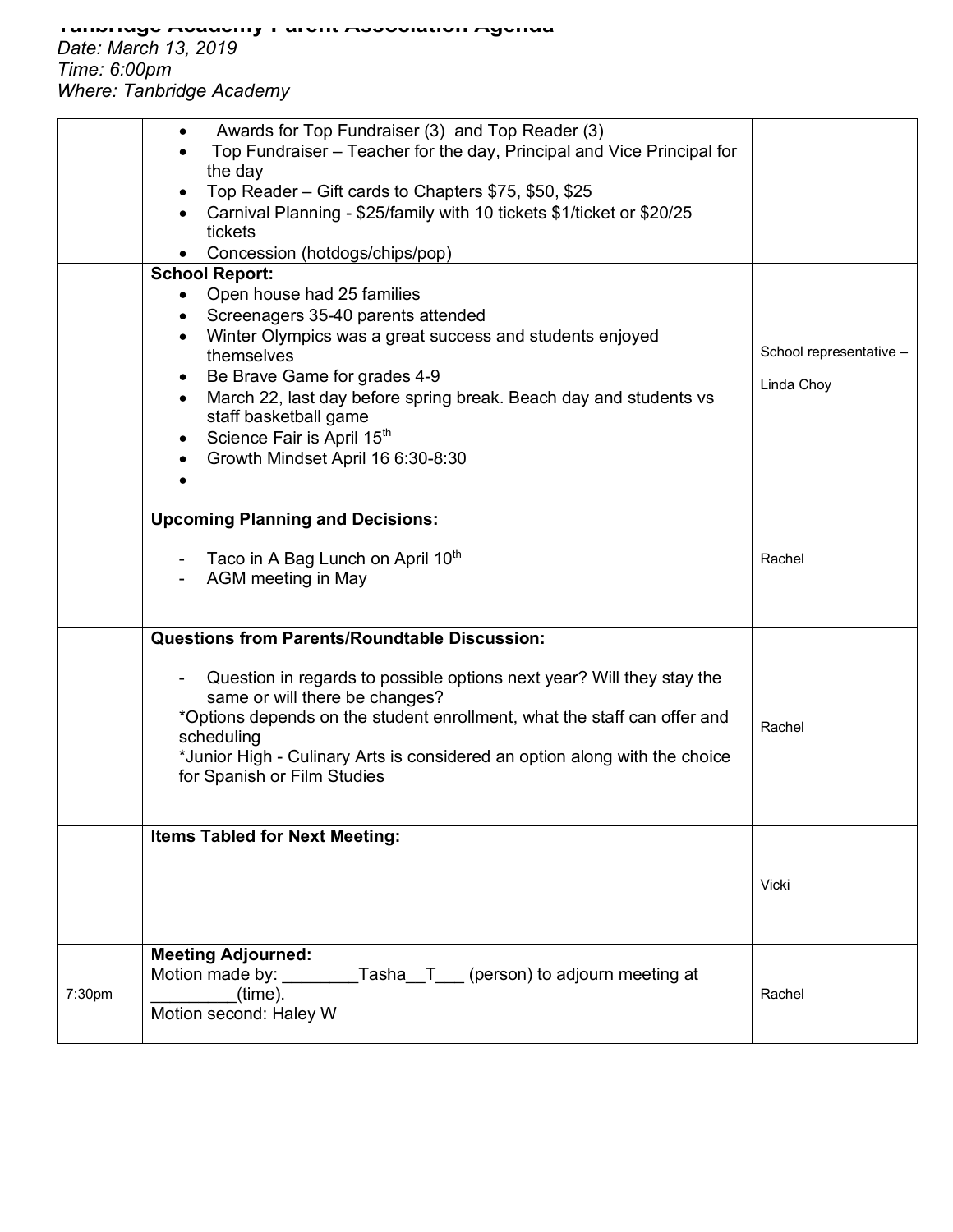Tanbridge Academy Parent Association Agenda

*Date: March 13, 2019*
*Time: 6:00pm*
*Where: Tanbridge Academy*

| | | |
|---|---|---|
| | • Awards for Top Fundraiser (3) and Top Reader (3)<br>• Top Fundraiser – Teacher for the day, Principal and Vice Principal for the day<br>• Top Reader – Gift cards to Chapters $75, $50, $25<br>• Carnival Planning - $25/family with 10 tickets $1/ticket or $20/25 tickets<br>• Concession (hotdogs/chips/pop) | |
| | **School Report:**<br>• Open house had 25 families<br>• Screenagers 35-40 parents attended<br>• Winter Olympics was a great success and students enjoyed themselves<br>• Be Brave Game for grades 4-9<br>• March 22, last day before spring break. Beach day and students vs staff basketball game<br>• Science Fair is April 15th<br>• Growth Mindset April 16 6:30-8:30<br>• | School representative – Linda Choy |
| | **Upcoming Planning and Decisions:**<br>- Taco in A Bag Lunch on April 10th<br>- AGM meeting in May | Rachel |
| | **Questions from Parents/Roundtable Discussion:**<br>- Question in regards to possible options next year? Will they stay the same or will there be changes?<br>*Options depends on the student enrollment, what the staff can offer and scheduling<br>*Junior High - Culinary Arts is considered an option along with the choice for Spanish or Film Studies | Rachel |
| | **Items Tabled for Next Meeting:** | Vicki |
| 7:30pm | **Meeting Adjourned:**<br>Motion made by: ________Tasha__T___ (person) to adjourn meeting at _________(time).<br>Motion second: Haley W | Rachel |